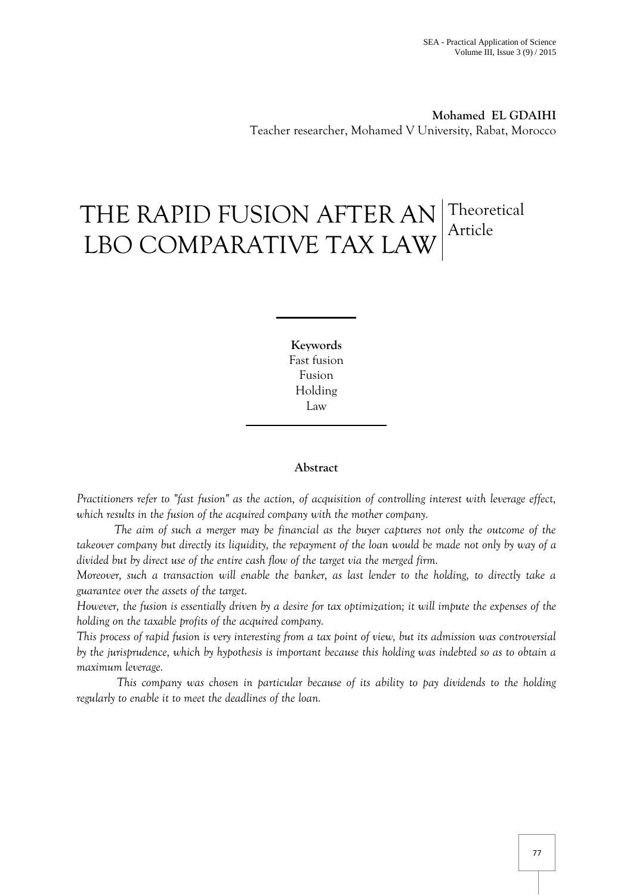**Mohamed EL GDAIHI**
Teacher researcher, Mohamed V University, Rabat, Morocco

# THE RAPID FUSION AFTER AN LBO COMPARATIVE TAX LAW

Theoretical Article

**Keywords**
Fast fusion
Fusion
Holding
Law

**Abstract**

*Practitioners refer to "fast fusion" as the action, of acquisition of controlling interest with leverage effect, which results in the fusion of the acquired company with the mother company.*

*The aim of such a merger may be financial as the buyer captures not only the outcome of the takeover company but directly its liquidity, the repayment of the loan would be made not only by way of a divided but by direct use of the entire cash flow of the target via the merged firm.*

*Moreover, such a transaction will enable the banker, as last lender to the holding, to directly take a guarantee over the assets of the target.*

*However, the fusion is essentially driven by a desire for tax optimization; it will impute the expenses of the holding on the taxable profits of the acquired company.*

*This process of rapid fusion is very interesting from a tax point of view, but its admission was controversial by the jurisprudence, which by hypothesis is important because this holding was indebted so as to obtain a maximum leverage.*

*This company was chosen in particular because of its ability to pay dividends to the holding regularly to enable it to meet the deadlines of the loan.*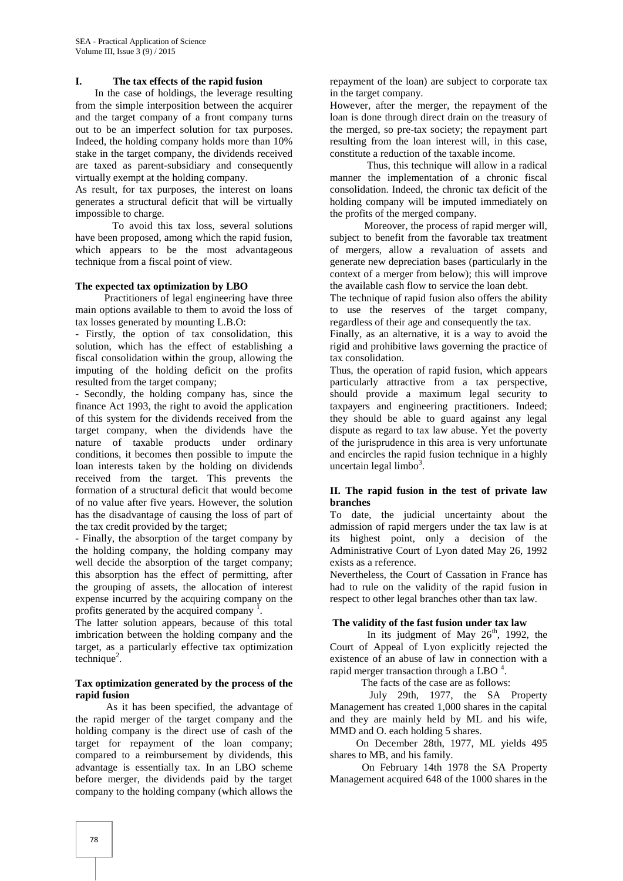## I. The tax effects of the rapid fusion

In the case of holdings, the leverage resulting from the simple interposition between the acquirer and the target company of a front company turns out to be an imperfect solution for tax purposes. Indeed, the holding company holds more than 10% stake in the target company, the dividends received are taxed as parent-subsidiary and consequently virtually exempt at the holding company.

As result, for tax purposes, the interest on loans generates a structural deficit that will be virtually impossible to charge.

To avoid this tax loss, several solutions have been proposed, among which the rapid fusion, which appears to be the most advantageous technique from a fiscal point of view.

### The expected tax optimization by LBO

Practitioners of legal engineering have three main options available to them to avoid the loss of tax losses generated by mounting L.B.O:

- Firstly, the option of tax consolidation, this solution, which has the effect of establishing a fiscal consolidation within the group, allowing the imputing of the holding deficit on the profits resulted from the target company;
- Secondly, the holding company has, since the finance Act 1993, the right to avoid the application of this system for the dividends received from the target company, when the dividends have the nature of taxable products under ordinary conditions, it becomes then possible to impute the loan interests taken by the holding on dividends received from the target. This prevents the formation of a structural deficit that would become of no value after five years. However, the solution has the disadvantage of causing the loss of part of the tax credit provided by the target;
- Finally, the absorption of the target company by the holding company, the holding company may well decide the absorption of the target company; this absorption has the effect of permitting, after the grouping of assets, the allocation of interest expense incurred by the acquiring company on the profits generated by the acquired company [1].

The latter solution appears, because of this total imbrication between the holding company and the target, as a particularly effective tax optimization technique[2].

### Tax optimization generated by the process of the rapid fusion

As it has been specified, the advantage of the rapid merger of the target company and the holding company is the direct use of cash of the target for repayment of the loan company; compared to a reimbursement by dividends, this advantage is essentially tax. In an LBO scheme before merger, the dividends paid by the target company to the holding company (which allows the repayment of the loan) are subject to corporate tax in the target company.

However, after the merger, the repayment of the loan is done through direct drain on the treasury of the merged, so pre-tax society; the repayment part resulting from the loan interest will, in this case, constitute a reduction of the taxable income.

Thus, this technique will allow in a radical manner the implementation of a chronic fiscal consolidation. Indeed, the chronic tax deficit of the holding company will be imputed immediately on the profits of the merged company.

Moreover, the process of rapid merger will, subject to benefit from the favorable tax treatment of mergers, allow a revaluation of assets and generate new depreciation bases (particularly in the context of a merger from below); this will improve the available cash flow to service the loan debt.

The technique of rapid fusion also offers the ability to use the reserves of the target company, regardless of their age and consequently the tax.

Finally, as an alternative, it is a way to avoid the rigid and prohibitive laws governing the practice of tax consolidation.

Thus, the operation of rapid fusion, which appears particularly attractive from a tax perspective, should provide a maximum legal security to taxpayers and engineering practitioners. Indeed; they should be able to guard against any legal dispute as regard to tax law abuse. Yet the poverty of the jurisprudence in this area is very unfortunate and encircles the rapid fusion technique in a highly uncertain legal limbo[3].

## II. The rapid fusion in the test of private law branches

To date, the judicial uncertainty about the admission of rapid mergers under the tax law is at its highest point, only a decision of the Administrative Court of Lyon dated May 26, 1992 exists as a reference.

Nevertheless, the Court of Cassation in France has had to rule on the validity of the rapid fusion in respect to other legal branches other than tax law.

### The validity of the fast fusion under tax law

In its judgment of May 26[th], 1992, the Court of Appeal of Lyon explicitly rejected the existence of an abuse of law in connection with a rapid merger transaction through a LBO [4].

The facts of the case are as follows:

July 29th, 1977, the SA Property Management has created 1,000 shares in the capital and they are mainly held by ML and his wife, MMD and O. each holding 5 shares.

On December 28th, 1977, ML yields 495 shares to MB, and his family.

On February 14th 1978 the SA Property Management acquired 648 of the 1000 shares in the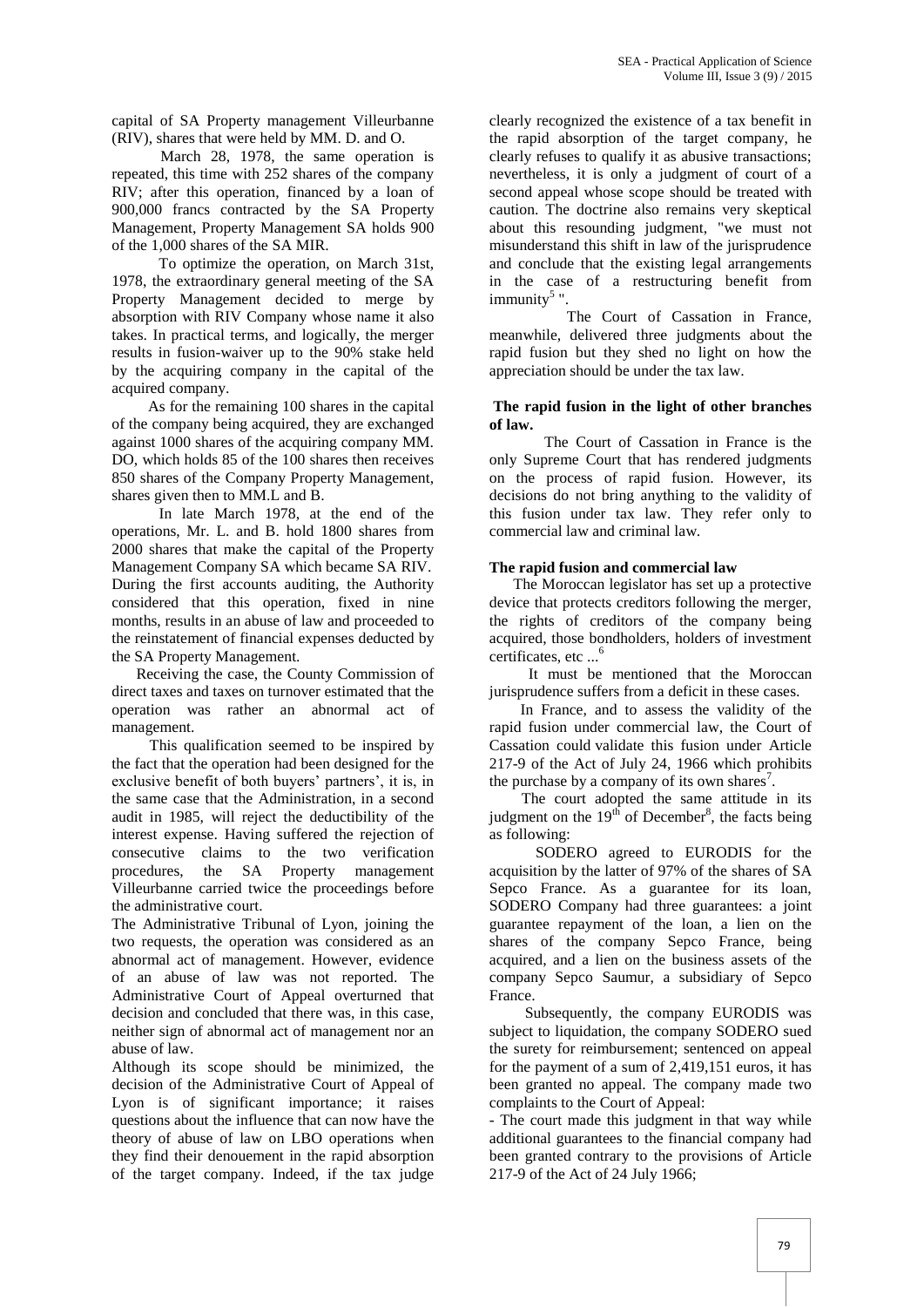capital of SA Property management Villeurbanne (RIV), shares that were held by MM. D. and O.

March 28, 1978, the same operation is repeated, this time with 252 shares of the company RIV; after this operation, financed by a loan of 900,000 francs contracted by the SA Property Management, Property Management SA holds 900 of the 1,000 shares of the SA MIR.

To optimize the operation, on March 31st, 1978, the extraordinary general meeting of the SA Property Management decided to merge by absorption with RIV Company whose name it also takes. In practical terms, and logically, the merger results in fusion-waiver up to the 90% stake held by the acquiring company in the capital of the acquired company.

As for the remaining 100 shares in the capital of the company being acquired, they are exchanged against 1000 shares of the acquiring company MM. DO, which holds 85 of the 100 shares then receives 850 shares of the Company Property Management, shares given then to MM.L and B.

In late March 1978, at the end of the operations, Mr. L. and B. hold 1800 shares from 2000 shares that make the capital of the Property Management Company SA which became SA RIV. During the first accounts auditing, the Authority considered that this operation, fixed in nine months, results in an abuse of law and proceeded to the reinstatement of financial expenses deducted by the SA Property Management.

Receiving the case, the County Commission of direct taxes and taxes on turnover estimated that the operation was rather an abnormal act of management.

This qualification seemed to be inspired by the fact that the operation had been designed for the exclusive benefit of both buyers' partners', it is, in the same case that the Administration, in a second audit in 1985, will reject the deductibility of the interest expense. Having suffered the rejection of consecutive claims to the two verification procedures, the SA Property management Villeurbanne carried twice the proceedings before the administrative court.

The Administrative Tribunal of Lyon, joining the two requests, the operation was considered as an abnormal act of management. However, evidence of an abuse of law was not reported. The Administrative Court of Appeal overturned that decision and concluded that there was, in this case, neither sign of abnormal act of management nor an abuse of law.

Although its scope should be minimized, the decision of the Administrative Court of Appeal of Lyon is of significant importance; it raises questions about the influence that can now have the theory of abuse of law on LBO operations when they find their denouement in the rapid absorption of the target company. Indeed, if the tax judge clearly recognized the existence of a tax benefit in the rapid absorption of the target company, he clearly refuses to qualify it as abusive transactions; nevertheless, it is only a judgment of court of a second appeal whose scope should be treated with caution. The doctrine also remains very skeptical about this resounding judgment, "we must not misunderstand this shift in law of the jurisprudence and conclude that the existing legal arrangements in the case of a restructuring benefit from immunity[5] ".

The Court of Cassation in France, meanwhile, delivered three judgments about the rapid fusion but they shed no light on how the appreciation should be under the tax law.

## The rapid fusion in the light of other branches of law.

The Court of Cassation in France is the only Supreme Court that has rendered judgments on the process of rapid fusion. However, its decisions do not bring anything to the validity of this fusion under tax law. They refer only to commercial law and criminal law.

### The rapid fusion and commercial law

The Moroccan legislator has set up a protective device that protects creditors following the merger, the rights of creditors of the company being acquired, those bondholders, holders of investment certificates, etc ...[6]

It must be mentioned that the Moroccan jurisprudence suffers from a deficit in these cases.

In France, and to assess the validity of the rapid fusion under commercial law, the Court of Cassation could validate this fusion under Article 217-9 of the Act of July 24, 1966 which prohibits the purchase by a company of its own shares[7].

The court adopted the same attitude in its judgment on the 19th of December[8], the facts being as following:

SODERO agreed to EURODIS for the acquisition by the latter of 97% of the shares of SA Sepco France. As a guarantee for its loan, SODERO Company had three guarantees: a joint guarantee repayment of the loan, a lien on the shares of the company Sepco France, being acquired, and a lien on the business assets of the company Sepco Saumur, a subsidiary of Sepco France.

Subsequently, the company EURODIS was subject to liquidation, the company SODERO sued the surety for reimbursement; sentenced on appeal for the payment of a sum of 2,419,151 euros, it has been granted no appeal. The company made two complaints to the Court of Appeal:

- The court made this judgment in that way while additional guarantees to the financial company had been granted contrary to the provisions of Article 217-9 of the Act of 24 July 1966;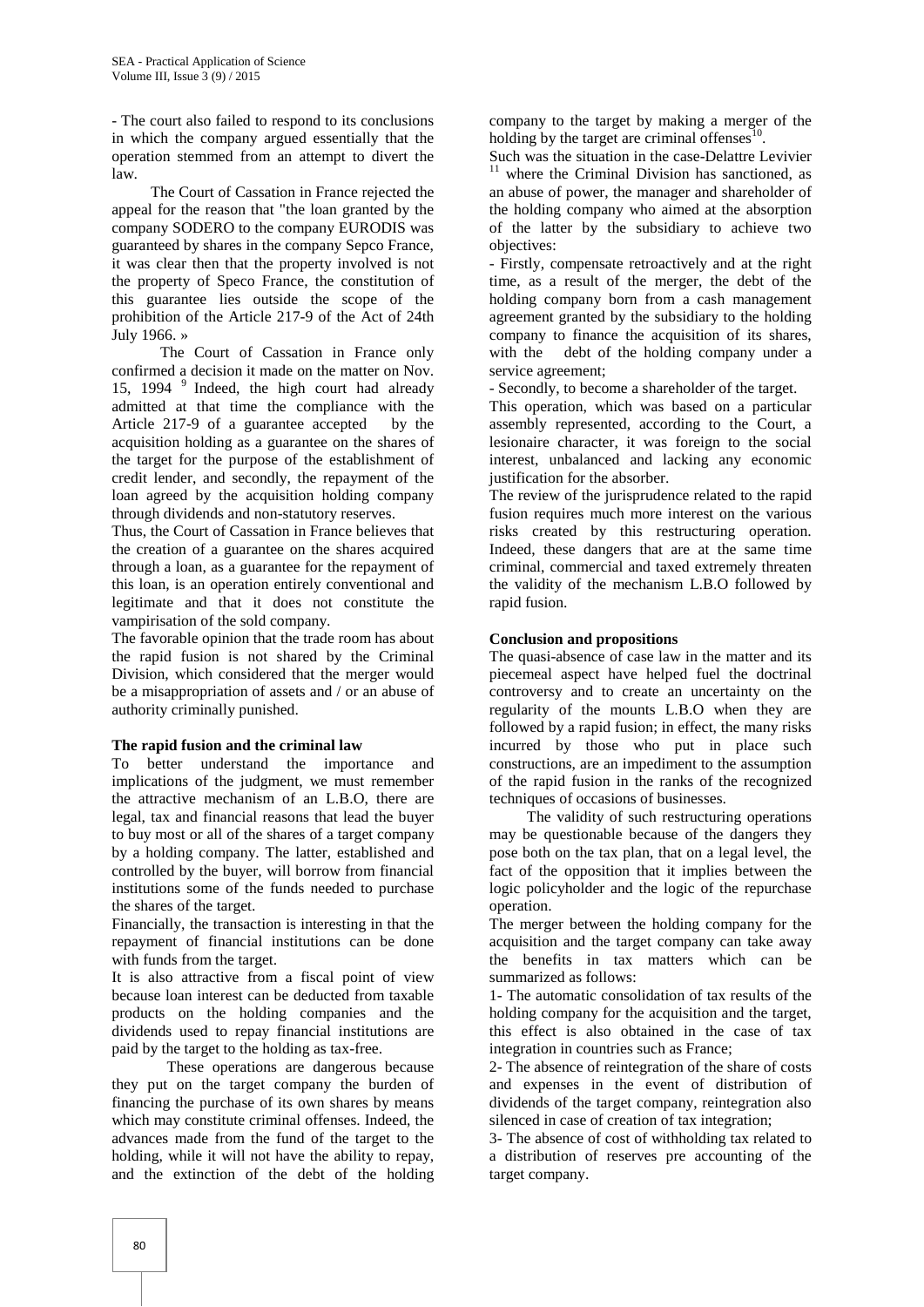- The court also failed to respond to its conclusions in which the company argued essentially that the operation stemmed from an attempt to divert the law.

The Court of Cassation in France rejected the appeal for the reason that "the loan granted by the company SODERO to the company EURODIS was guaranteed by shares in the company Sepco France, it was clear then that the property involved is not the property of Speco France, the constitution of this guarantee lies outside the scope of the prohibition of the Article 217-9 of the Act of 24th July 1966. »

The Court of Cassation in France only confirmed a decision it made on the matter on Nov. 15, 1994 [9] Indeed, the high court had already admitted at that time the compliance with the Article 217-9 of a guarantee accepted by the acquisition holding as a guarantee on the shares of the target for the purpose of the establishment of credit lender, and secondly, the repayment of the loan agreed by the acquisition holding company through dividends and non-statutory reserves.

Thus, the Court of Cassation in France believes that the creation of a guarantee on the shares acquired through a loan, as a guarantee for the repayment of this loan, is an operation entirely conventional and legitimate and that it does not constitute the vampirisation of the sold company.

The favorable opinion that the trade room has about the rapid fusion is not shared by the Criminal Division, which considered that the merger would be a misappropriation of assets and / or an abuse of authority criminally punished.

**The rapid fusion and the criminal law**

To better understand the importance and implications of the judgment, we must remember the attractive mechanism of an L.B.O, there are legal, tax and financial reasons that lead the buyer to buy most or all of the shares of a target company by a holding company. The latter, established and controlled by the buyer, will borrow from financial institutions some of the funds needed to purchase the shares of the target.

Financially, the transaction is interesting in that the repayment of financial institutions can be done with funds from the target.

It is also attractive from a fiscal point of view because loan interest can be deducted from taxable products on the holding companies and the dividends used to repay financial institutions are paid by the target to the holding as tax-free.

These operations are dangerous because they put on the target company the burden of financing the purchase of its own shares by means which may constitute criminal offenses. Indeed, the advances made from the fund of the target to the holding, while it will not have the ability to repay, and the extinction of the debt of the holding company to the target by making a merger of the holding by the target are criminal offenses[10].

Such was the situation in the case-Delattre Levivier [11] where the Criminal Division has sanctioned, as an abuse of power, the manager and shareholder of the holding company who aimed at the absorption of the latter by the subsidiary to achieve two objectives:

- Firstly, compensate retroactively and at the right time, as a result of the merger, the debt of the holding company born from a cash management agreement granted by the subsidiary to the holding company to finance the acquisition of its shares, with the debt of the holding company under a service agreement;
- Secondly, to become a shareholder of the target.

This operation, which was based on a particular assembly represented, according to the Court, a lesionaire character, it was foreign to the social interest, unbalanced and lacking any economic justification for the absorber.

The review of the jurisprudence related to the rapid fusion requires much more interest on the various risks created by this restructuring operation. Indeed, these dangers that are at the same time criminal, commercial and taxed extremely threaten the validity of the mechanism L.B.O followed by rapid fusion.

**Conclusion and propositions**

The quasi-absence of case law in the matter and its piecemeal aspect have helped fuel the doctrinal controversy and to create an uncertainty on the regularity of the mounts L.B.O when they are followed by a rapid fusion; in effect, the many risks incurred by those who put in place such constructions, are an impediment to the assumption of the rapid fusion in the ranks of the recognized techniques of occasions of businesses.

The validity of such restructuring operations may be questionable because of the dangers they pose both on the tax plan, that on a legal level, the fact of the opposition that it implies between the logic policyholder and the logic of the repurchase operation.

The merger between the holding company for the acquisition and the target company can take away the benefits in tax matters which can be summarized as follows:

1- The automatic consolidation of tax results of the holding company for the acquisition and the target, this effect is also obtained in the case of tax integration in countries such as France;

2- The absence of reintegration of the share of costs and expenses in the event of distribution of dividends of the target company, reintegration also silenced in case of creation of tax integration;

3- The absence of cost of withholding tax related to a distribution of reserves pre accounting of the target company.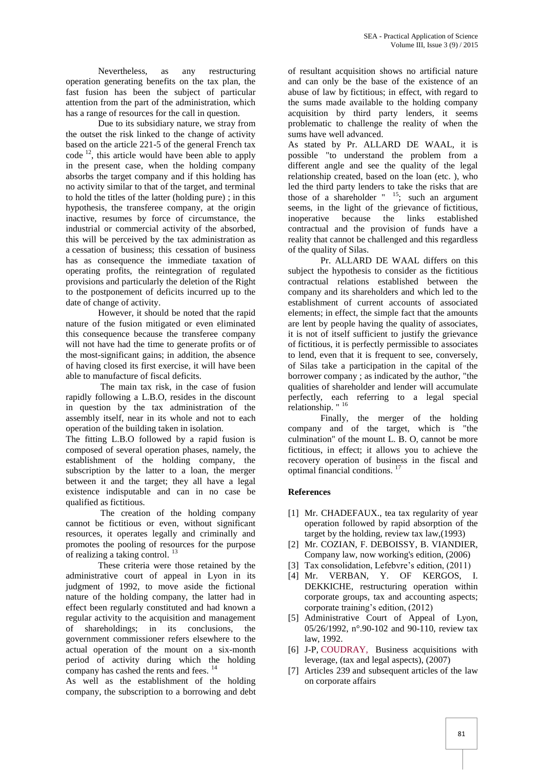Nevertheless, as any restructuring operation generating benefits on the tax plan, the fast fusion has been the subject of particular attention from the part of the administration, which has a range of resources for the call in question.

Due to its subsidiary nature, we stray from the outset the risk linked to the change of activity based on the article 221-5 of the general French tax code [12], this article would have been able to apply in the present case, when the holding company absorbs the target company and if this holding has no activity similar to that of the target, and terminal to hold the titles of the latter (holding pure) ; in this hypothesis, the transferee company, at the origin inactive, resumes by force of circumstance, the industrial or commercial activity of the absorbed, this will be perceived by the tax administration as a cessation of business; this cessation of business has as consequence the immediate taxation of operating profits, the reintegration of regulated provisions and particularly the deletion of the Right to the postponement of deficits incurred up to the date of change of activity.

However, it should be noted that the rapid nature of the fusion mitigated or even eliminated this consequence because the transferee company will not have had the time to generate profits or of the most-significant gains; in addition, the absence of having closed its first exercise, it will have been able to manufacture of fiscal deficits.

The main tax risk, in the case of fusion rapidly following a L.B.O, resides in the discount in question by the tax administration of the assembly itself, near in its whole and not to each operation of the building taken in isolation.

The fitting L.B.O followed by a rapid fusion is composed of several operation phases, namely, the establishment of the holding company, the subscription by the latter to a loan, the merger between it and the target; they all have a legal existence indisputable and can in no case be qualified as fictitious.

The creation of the holding company cannot be fictitious or even, without significant resources, it operates legally and criminally and promotes the pooling of resources for the purpose of realizing a taking control. [13]

These criteria were those retained by the administrative court of appeal in Lyon in its judgment of 1992, to move aside the fictional nature of the holding company, the latter had in effect been regularly constituted and had known a regular activity to the acquisition and management of shareholdings; in its conclusions, the government commissioner refers elsewhere to the actual operation of the mount on a six-month period of activity during which the holding company has cashed the rents and fees. [14]

As well as the establishment of the holding company, the subscription to a borrowing and debt of resultant acquisition shows no artificial nature and can only be the base of the existence of an abuse of law by fictitious; in effect, with regard to the sums made available to the holding company acquisition by third party lenders, it seems problematic to challenge the reality of when the sums have well advanced.

As stated by Pr. ALLARD DE WAAL, it is possible "to understand the problem from a different angle and see the quality of the legal relationship created, based on the loan (etc. ), who led the third party lenders to take the risks that are those of a shareholder " [15]; such an argument seems, in the light of the grievance of fictitious, inoperative because the links established contractual and the provision of funds have a reality that cannot be challenged and this regardless of the quality of Silas.

Pr. ALLARD DE WAAL differs on this subject the hypothesis to consider as the fictitious contractual relations established between the company and its shareholders and which led to the establishment of current accounts of associated elements; in effect, the simple fact that the amounts are lent by people having the quality of associates, it is not of itself sufficient to justify the grievance of fictitious, it is perfectly permissible to associates to lend, even that it is frequent to see, conversely, of Silas take a participation in the capital of the borrower company ; as indicated by the author, "the qualities of shareholder and lender will accumulate perfectly, each referring to a legal special relationship. " [16]

Finally, the merger of the holding company and of the target, which is "the culmination" of the mount L. B. O, cannot be more fictitious, in effect; it allows you to achieve the recovery operation of business in the fiscal and optimal financial conditions. [17]

## References

[1] Mr. CHADEFAUX., tea tax regularity of year operation followed by rapid absorption of the target by the holding, review tax law,(1993)

[2] Mr. COZIAN, F. DEBOISSY, B. VIANDIER, Company law, now working's edition, (2006)

[3] Tax consolidation, Lefebvre's edition, (2011)

[4] Mr. VERBAN, Y. OF KERGOS, I. DEKKICHE, restructuring operation within corporate groups, tax and accounting aspects; corporate training's edition, (2012)

[5] Administrative Court of Appeal of Lyon, 05/26/1992, n°.90-102 and 90-110, review tax law, 1992.

[6] J-P, COUDRAY, Business acquisitions with leverage, (tax and legal aspects), (2007)

[7] Articles 239 and subsequent articles of the law on corporate affairs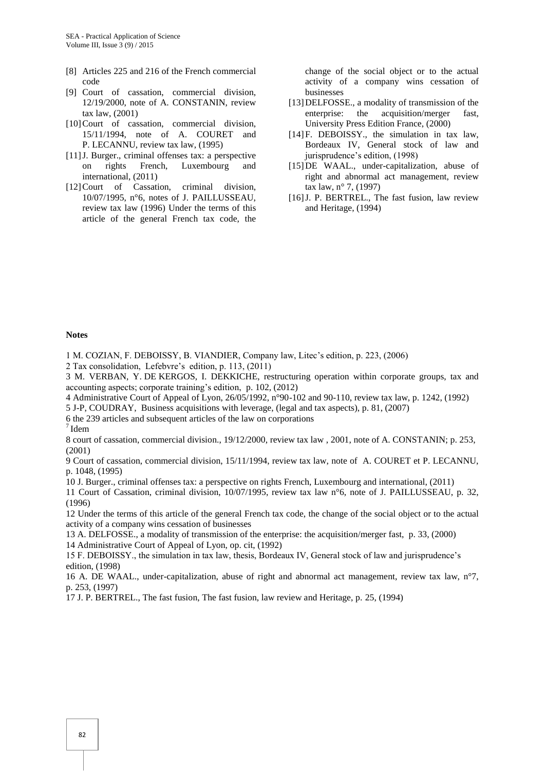[8] Articles 225 and 216 of the French commercial code

[9] Court of cassation, commercial division, 12/19/2000, note of A. CONSTANIN, review tax law, (2001)

[10] Court of cassation, commercial division, 15/11/1994, note of A. COURET and P. LECANNU, review tax law, (1995)

[11] J. Burger., criminal offenses tax: a perspective on rights French, Luxembourg and international, (2011)

[12] Court of Cassation, criminal division, 10/07/1995, n°6, notes of J. PAILLUSSEAU, review tax law (1996) Under the terms of this article of the general French tax code, the change of the social object or to the actual activity of a company wins cessation of businesses

[13] DELFOSSE., a modality of transmission of the enterprise: the acquisition/merger fast, University Press Edition France, (2000)

[14] F. DEBOISSY., the simulation in tax law, Bordeaux IV, General stock of law and jurisprudence's edition, (1998)

[15] DE WAAL., under-capitalization, abuse of right and abnormal act management, review tax law, n° 7, (1997)

[16] J. P. BERTREL., The fast fusion, law review and Heritage, (1994)

**Notes**

1 M. COZIAN, F. DEBOISSY, B. VIANDIER, Company law, Litec's edition, p. 223, (2006)

2 Tax consolidation, Lefebvre's edition, p. 113, (2011)

3 M. VERBAN, Y. DE KERGOS, I. DEKKICHE, restructuring operation within corporate groups, tax and accounting aspects; corporate training's edition, p. 102, (2012)

4 Administrative Court of Appeal of Lyon, 26/05/1992, n°90-102 and 90-110, review tax law, p. 1242, (1992)

5 J-P, COUDRAY, Business acquisitions with leverage, (legal and tax aspects), p. 81, (2007)

6 the 239 articles and subsequent articles of the law on corporations

7 Idem

8 court of cassation, commercial division., 19/12/2000, review tax law , 2001, note of A. CONSTANIN; p. 253, (2001)

9 Court of cassation, commercial division, 15/11/1994, review tax law, note of A. COURET et P. LECANNU, p. 1048, (1995)

10 J. Burger., criminal offenses tax: a perspective on rights French, Luxembourg and international, (2011)

11 Court of Cassation, criminal division, 10/07/1995, review tax law n°6, note of J. PAILLUSSEAU, p. 32, (1996)

12 Under the terms of this article of the general French tax code, the change of the social object or to the actual activity of a company wins cessation of businesses

13 A. DELFOSSE., a modality of transmission of the enterprise: the acquisition/merger fast, p. 33, (2000)

14 Administrative Court of Appeal of Lyon, op. cit, (1992)

15 F. DEBOISSY., the simulation in tax law, thesis, Bordeaux IV, General stock of law and jurisprudence's edition, (1998)

16 A. DE WAAL., under-capitalization, abuse of right and abnormal act management, review tax law, n°7, p. 253, (1997)

17 J. P. BERTREL., The fast fusion, The fast fusion, law review and Heritage, p. 25, (1994)